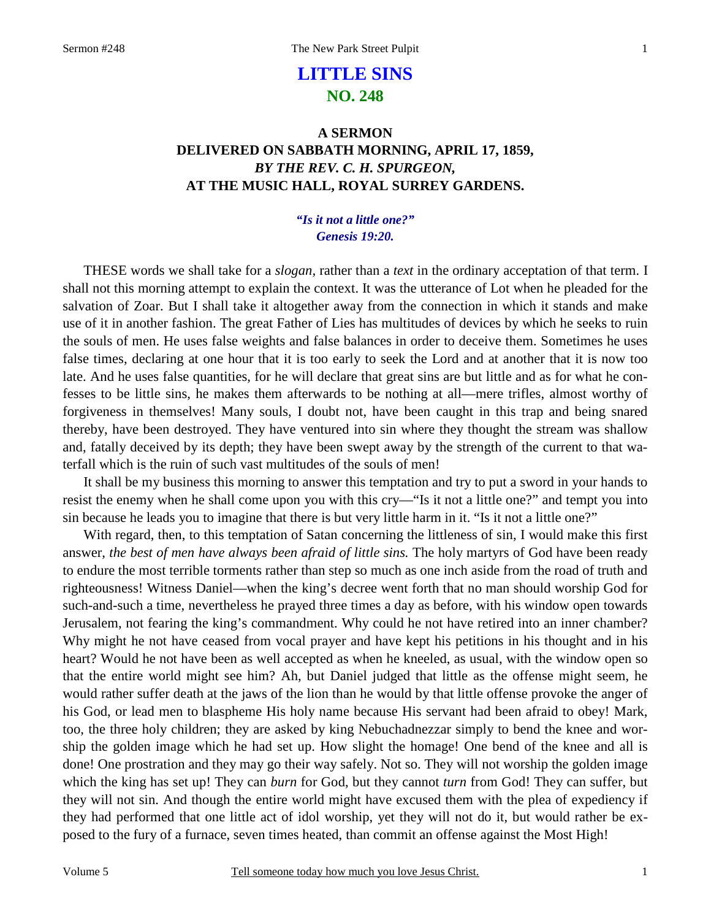# LITTLE SINS
## NO. 248

### A SERMON
### DELIVERED ON SABBATH MORNING, APRIL 17, 1859,
### *BY THE REV. C. H. SPURGEON,*
### AT THE MUSIC HALL, ROYAL SURREY GARDENS.

***"Is it not a little one?"***
***Genesis 19:20.***

THESE words we shall take for a *slogan,* rather than a *text* in the ordinary acceptation of that term. I shall not this morning attempt to explain the context. It was the utterance of Lot when he pleaded for the salvation of Zoar. But I shall take it altogether away from the connection in which it stands and make use of it in another fashion. The great Father of Lies has multitudes of devices by which he seeks to ruin the souls of men. He uses false weights and false balances in order to deceive them. Sometimes he uses false times, declaring at one hour that it is too early to seek the Lord and at another that it is now too late. And he uses false quantities, for he will declare that great sins are but little and as for what he confesses to be little sins, he makes them afterwards to be nothing at all—mere trifles, almost worthy of forgiveness in themselves! Many souls, I doubt not, have been caught in this trap and being snared thereby, have been destroyed. They have ventured into sin where they thought the stream was shallow and, fatally deceived by its depth; they have been swept away by the strength of the current to that waterfall which is the ruin of such vast multitudes of the souls of men!

It shall be my business this morning to answer this temptation and try to put a sword in your hands to resist the enemy when he shall come upon you with this cry—"Is it not a little one?" and tempt you into sin because he leads you to imagine that there is but very little harm in it. "Is it not a little one?"

With regard, then, to this temptation of Satan concerning the littleness of sin, I would make this first answer, *the best of men have always been afraid of little sins.* The holy martyrs of God have been ready to endure the most terrible torments rather than step so much as one inch aside from the road of truth and righteousness! Witness Daniel—when the king's decree went forth that no man should worship God for such-and-such a time, nevertheless he prayed three times a day as before, with his window open towards Jerusalem, not fearing the king's commandment. Why could he not have retired into an inner chamber? Why might he not have ceased from vocal prayer and have kept his petitions in his thought and in his heart? Would he not have been as well accepted as when he kneeled, as usual, with the window open so that the entire world might see him? Ah, but Daniel judged that little as the offense might seem, he would rather suffer death at the jaws of the lion than he would by that little offense provoke the anger of his God, or lead men to blaspheme His holy name because His servant had been afraid to obey! Mark, too, the three holy children; they are asked by king Nebuchadnezzar simply to bend the knee and worship the golden image which he had set up. How slight the homage! One bend of the knee and all is done! One prostration and they may go their way safely. Not so. They will not worship the golden image which the king has set up! They can *burn* for God, but they cannot *turn* from God! They can suffer, but they will not sin. And though the entire world might have excused them with the plea of expediency if they had performed that one little act of idol worship, yet they will not do it, but would rather be exposed to the fury of a furnace, seven times heated, than commit an offense against the Most High!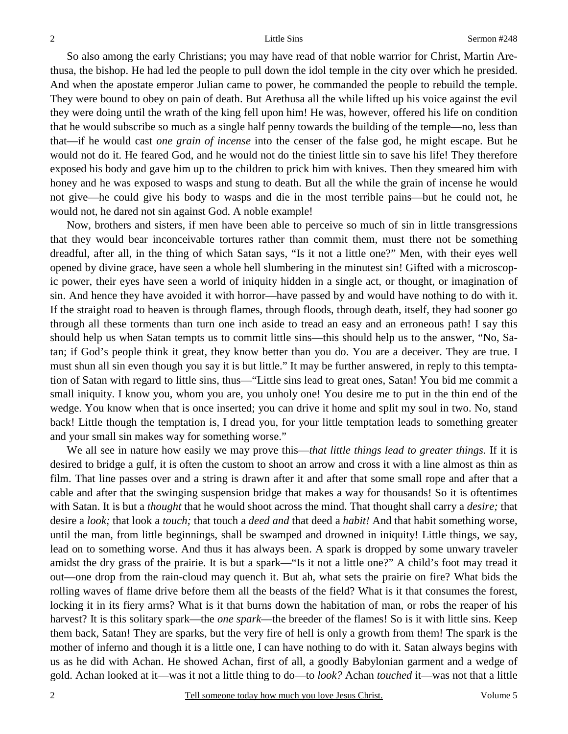So also among the early Christians; you may have read of that noble warrior for Christ, Martin Arethusa, the bishop. He had led the people to pull down the idol temple in the city over which he presided. And when the apostate emperor Julian came to power, he commanded the people to rebuild the temple. They were bound to obey on pain of death. But Arethusa all the while lifted up his voice against the evil they were doing until the wrath of the king fell upon him! He was, however, offered his life on condition that he would subscribe so much as a single half penny towards the building of the temple—no, less than that—if he would cast *one grain of incense* into the censer of the false god, he might escape. But he would not do it. He feared God, and he would not do the tiniest little sin to save his life! They therefore exposed his body and gave him up to the children to prick him with knives. Then they smeared him with honey and he was exposed to wasps and stung to death. But all the while the grain of incense he would not give—he could give his body to wasps and die in the most terrible pains—but he could not, he would not, he dared not sin against God. A noble example!

Now, brothers and sisters, if men have been able to perceive so much of sin in little transgressions that they would bear inconceivable tortures rather than commit them, must there not be something dreadful, after all, in the thing of which Satan says, "Is it not a little one?" Men, with their eyes well opened by divine grace, have seen a whole hell slumbering in the minutest sin! Gifted with a microscopic power, their eyes have seen a world of iniquity hidden in a single act, or thought, or imagination of sin. And hence they have avoided it with horror—have passed by and would have nothing to do with it. If the straight road to heaven is through flames, through floods, through death, itself, they had sooner go through all these torments than turn one inch aside to tread an easy and an erroneous path! I say this should help us when Satan tempts us to commit little sins—this should help us to the answer, "No, Satan; if God's people think it great, they know better than you do. You are a deceiver. They are true. I must shun all sin even though you say it is but little." It may be further answered, in reply to this temptation of Satan with regard to little sins, thus—"Little sins lead to great ones, Satan! You bid me commit a small iniquity. I know you, whom you are, you unholy one! You desire me to put in the thin end of the wedge. You know when that is once inserted; you can drive it home and split my soul in two. No, stand back! Little though the temptation is, I dread you, for your little temptation leads to something greater and your small sin makes way for something worse."

We all see in nature how easily we may prove this—*that little things lead to greater things.* If it is desired to bridge a gulf, it is often the custom to shoot an arrow and cross it with a line almost as thin as film. That line passes over and a string is drawn after it and after that some small rope and after that a cable and after that the swinging suspension bridge that makes a way for thousands! So it is oftentimes with Satan. It is but a *thought* that he would shoot across the mind. That thought shall carry a *desire;* that desire a *look;* that look a *touch;* that touch a *deed and* that deed a *habit!* And that habit something worse, until the man, from little beginnings, shall be swamped and drowned in iniquity! Little things, we say, lead on to something worse. And thus it has always been. A spark is dropped by some unwary traveler amidst the dry grass of the prairie. It is but a spark—"Is it not a little one?" A child's foot may tread it out—one drop from the rain-cloud may quench it. But ah, what sets the prairie on fire? What bids the rolling waves of flame drive before them all the beasts of the field? What is it that consumes the forest, locking it in its fiery arms? What is it that burns down the habitation of man, or robs the reaper of his harvest? It is this solitary spark—the *one spark*—the breeder of the flames! So is it with little sins. Keep them back, Satan! They are sparks, but the very fire of hell is only a growth from them! The spark is the mother of inferno and though it is a little one, I can have nothing to do with it. Satan always begins with us as he did with Achan. He showed Achan, first of all, a goodly Babylonian garment and a wedge of gold. Achan looked at it—was it not a little thing to do—to *look?* Achan *touched* it—was not that a little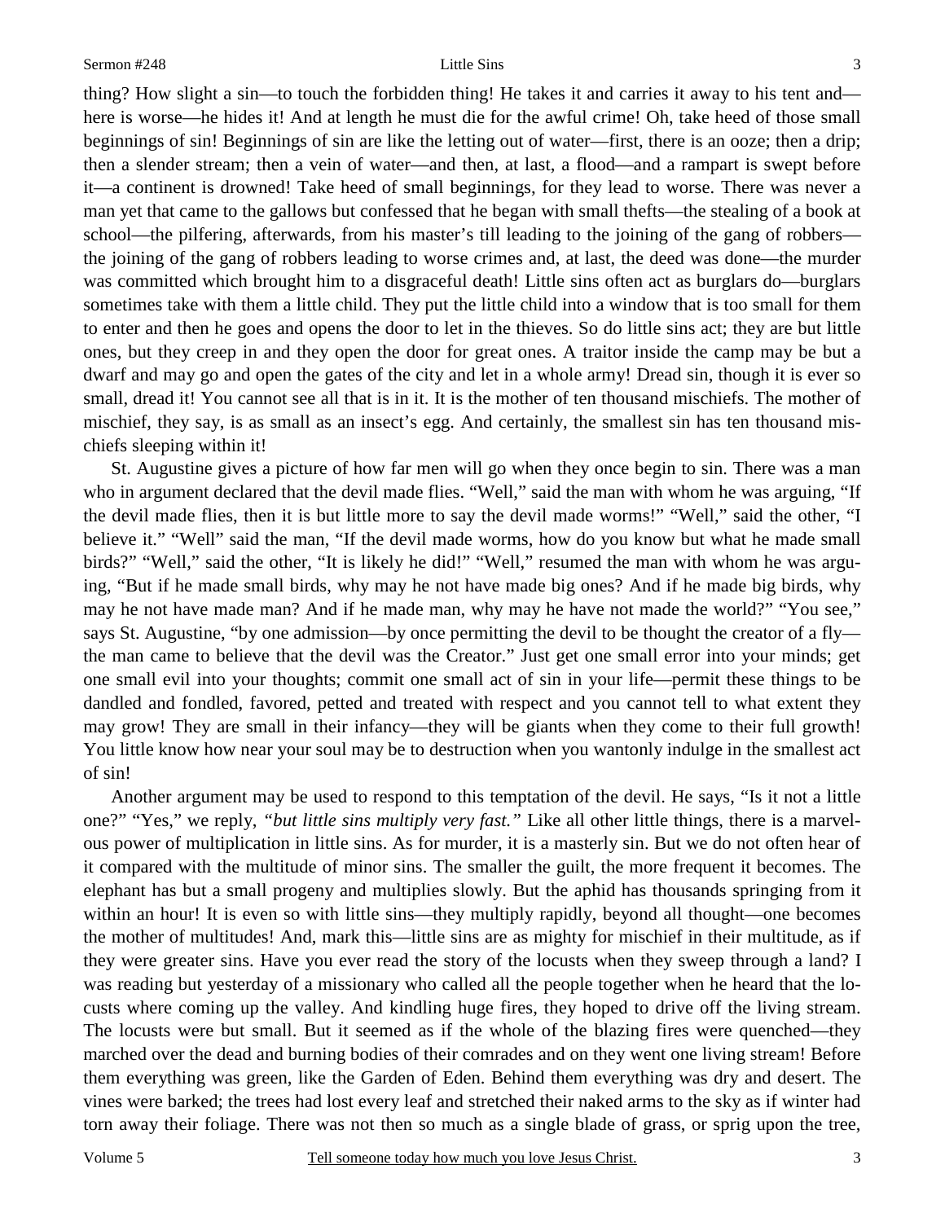thing? How slight a sin—to touch the forbidden thing! He takes it and carries it away to his tent and—here is worse—he hides it! And at length he must die for the awful crime! Oh, take heed of those small beginnings of sin! Beginnings of sin are like the letting out of water—first, there is an ooze; then a drip; then a slender stream; then a vein of water—and then, at last, a flood—and a rampart is swept before it—a continent is drowned! Take heed of small beginnings, for they lead to worse. There was never a man yet that came to the gallows but confessed that he began with small thefts—the stealing of a book at school—the pilfering, afterwards, from his master's till leading to the joining of the gang of robbers—the joining of the gang of robbers leading to worse crimes and, at last, the deed was done—the murder was committed which brought him to a disgraceful death! Little sins often act as burglars do—burglars sometimes take with them a little child. They put the little child into a window that is too small for them to enter and then he goes and opens the door to let in the thieves. So do little sins act; they are but little ones, but they creep in and they open the door for great ones. A traitor inside the camp may be but a dwarf and may go and open the gates of the city and let in a whole army! Dread sin, though it is ever so small, dread it! You cannot see all that is in it. It is the mother of ten thousand mischiefs. The mother of mischief, they say, is as small as an insect's egg. And certainly, the smallest sin has ten thousand mischiefs sleeping within it!

St. Augustine gives a picture of how far men will go when they once begin to sin. There was a man who in argument declared that the devil made flies. "Well," said the man with whom he was arguing, "If the devil made flies, then it is but little more to say the devil made worms!" "Well," said the other, "I believe it." "Well" said the man, "If the devil made worms, how do you know but what he made small birds?" "Well," said the other, "It is likely he did!" "Well," resumed the man with whom he was arguing, "But if he made small birds, why may he not have made big ones? And if he made big birds, why may he not have made man? And if he made man, why may he have not made the world?" "You see," says St. Augustine, "by one admission—by once permitting the devil to be thought the creator of a fly—the man came to believe that the devil was the Creator." Just get one small error into your minds; get one small evil into your thoughts; commit one small act of sin in your life—permit these things to be dandled and fondled, favored, petted and treated with respect and you cannot tell to what extent they may grow! They are small in their infancy—they will be giants when they come to their full growth! You little know how near your soul may be to destruction when you wantonly indulge in the smallest act of sin!

Another argument may be used to respond to this temptation of the devil. He says, "Is it not a little one?" "Yes," we reply, *"but little sins multiply very fast."* Like all other little things, there is a marvelous power of multiplication in little sins. As for murder, it is a masterly sin. But we do not often hear of it compared with the multitude of minor sins. The smaller the guilt, the more frequent it becomes. The elephant has but a small progeny and multiplies slowly. But the aphid has thousands springing from it within an hour! It is even so with little sins—they multiply rapidly, beyond all thought—one becomes the mother of multitudes! And, mark this—little sins are as mighty for mischief in their multitude, as if they were greater sins. Have you ever read the story of the locusts when they sweep through a land? I was reading but yesterday of a missionary who called all the people together when he heard that the locusts where coming up the valley. And kindling huge fires, they hoped to drive off the living stream. The locusts were but small. But it seemed as if the whole of the blazing fires were quenched—they marched over the dead and burning bodies of their comrades and on they went one living stream! Before them everything was green, like the Garden of Eden. Behind them everything was dry and desert. The vines were barked; the trees had lost every leaf and stretched their naked arms to the sky as if winter had torn away their foliage. There was not then so much as a single blade of grass, or sprig upon the tree,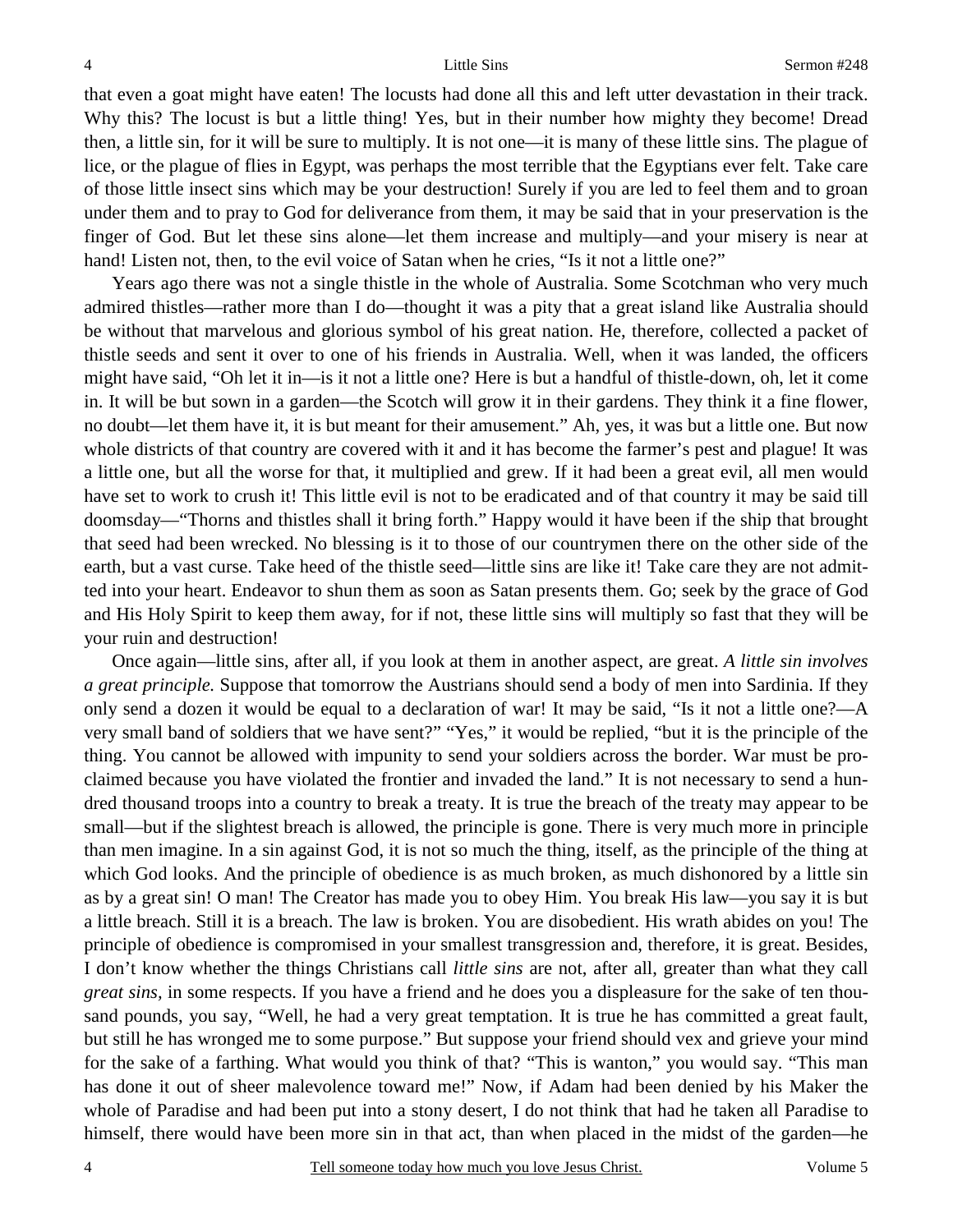that even a goat might have eaten! The locusts had done all this and left utter devastation in their track. Why this? The locust is but a little thing! Yes, but in their number how mighty they become! Dread then, a little sin, for it will be sure to multiply. It is not one—it is many of these little sins. The plague of lice, or the plague of flies in Egypt, was perhaps the most terrible that the Egyptians ever felt. Take care of those little insect sins which may be your destruction! Surely if you are led to feel them and to groan under them and to pray to God for deliverance from them, it may be said that in your preservation is the finger of God. But let these sins alone—let them increase and multiply—and your misery is near at hand! Listen not, then, to the evil voice of Satan when he cries, "Is it not a little one?"

Years ago there was not a single thistle in the whole of Australia. Some Scotchman who very much admired thistles—rather more than I do—thought it was a pity that a great island like Australia should be without that marvelous and glorious symbol of his great nation. He, therefore, collected a packet of thistle seeds and sent it over to one of his friends in Australia. Well, when it was landed, the officers might have said, "Oh let it in—is it not a little one? Here is but a handful of thistle-down, oh, let it come in. It will be but sown in a garden—the Scotch will grow it in their gardens. They think it a fine flower, no doubt—let them have it, it is but meant for their amusement." Ah, yes, it was but a little one. But now whole districts of that country are covered with it and it has become the farmer's pest and plague! It was a little one, but all the worse for that, it multiplied and grew. If it had been a great evil, all men would have set to work to crush it! This little evil is not to be eradicated and of that country it may be said till doomsday—"Thorns and thistles shall it bring forth." Happy would it have been if the ship that brought that seed had been wrecked. No blessing is it to those of our countrymen there on the other side of the earth, but a vast curse. Take heed of the thistle seed—little sins are like it! Take care they are not admitted into your heart. Endeavor to shun them as soon as Satan presents them. Go; seek by the grace of God and His Holy Spirit to keep them away, for if not, these little sins will multiply so fast that they will be your ruin and destruction!

Once again—little sins, after all, if you look at them in another aspect, are great. *A little sin involves a great principle.* Suppose that tomorrow the Austrians should send a body of men into Sardinia. If they only send a dozen it would be equal to a declaration of war! It may be said, "Is it not a little one?—A very small band of soldiers that we have sent?" "Yes," it would be replied, "but it is the principle of the thing. You cannot be allowed with impunity to send your soldiers across the border. War must be proclaimed because you have violated the frontier and invaded the land." It is not necessary to send a hundred thousand troops into a country to break a treaty. It is true the breach of the treaty may appear to be small—but if the slightest breach is allowed, the principle is gone. There is very much more in principle than men imagine. In a sin against God, it is not so much the thing, itself, as the principle of the thing at which God looks. And the principle of obedience is as much broken, as much dishonored by a little sin as by a great sin! O man! The Creator has made you to obey Him. You break His law—you say it is but a little breach. Still it is a breach. The law is broken. You are disobedient. His wrath abides on you! The principle of obedience is compromised in your smallest transgression and, therefore, it is great. Besides, I don't know whether the things Christians call *little sins* are not, after all, greater than what they call *great sins,* in some respects. If you have a friend and he does you a displeasure for the sake of ten thousand pounds, you say, "Well, he had a very great temptation. It is true he has committed a great fault, but still he has wronged me to some purpose." But suppose your friend should vex and grieve your mind for the sake of a farthing. What would you think of that? "This is wanton," you would say. "This man has done it out of sheer malevolence toward me!" Now, if Adam had been denied by his Maker the whole of Paradise and had been put into a stony desert, I do not think that had he taken all Paradise to himself, there would have been more sin in that act, than when placed in the midst of the garden—he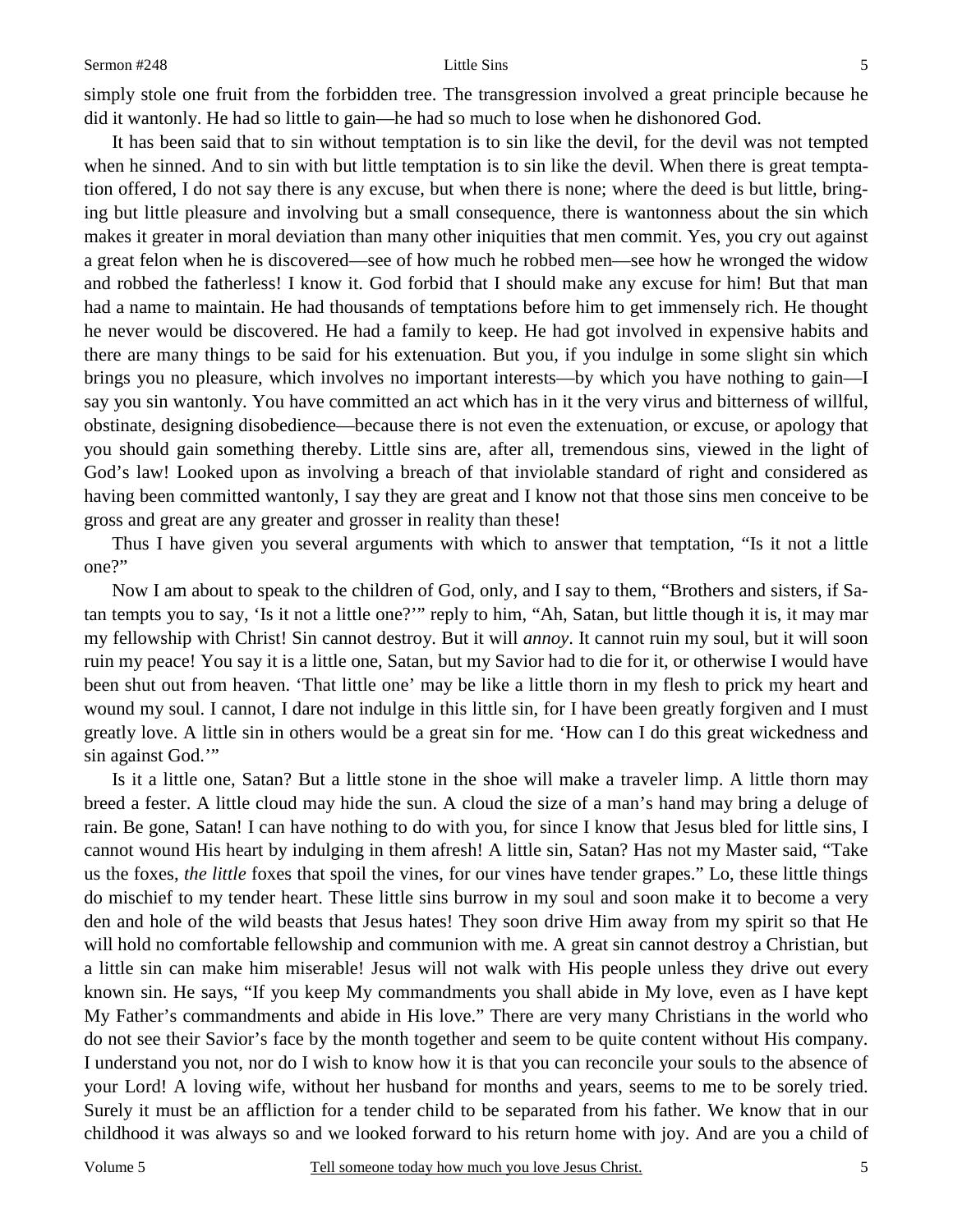simply stole one fruit from the forbidden tree. The transgression involved a great principle because he did it wantonly. He had so little to gain—he had so much to lose when he dishonored God.

It has been said that to sin without temptation is to sin like the devil, for the devil was not tempted when he sinned. And to sin with but little temptation is to sin like the devil. When there is great temptation offered, I do not say there is any excuse, but when there is none; where the deed is but little, bringing but little pleasure and involving but a small consequence, there is wantonness about the sin which makes it greater in moral deviation than many other iniquities that men commit. Yes, you cry out against a great felon when he is discovered—see of how much he robbed men—see how he wronged the widow and robbed the fatherless! I know it. God forbid that I should make any excuse for him! But that man had a name to maintain. He had thousands of temptations before him to get immensely rich. He thought he never would be discovered. He had a family to keep. He had got involved in expensive habits and there are many things to be said for his extenuation. But you, if you indulge in some slight sin which brings you no pleasure, which involves no important interests—by which you have nothing to gain—I say you sin wantonly. You have committed an act which has in it the very virus and bitterness of willful, obstinate, designing disobedience—because there is not even the extenuation, or excuse, or apology that you should gain something thereby. Little sins are, after all, tremendous sins, viewed in the light of God's law! Looked upon as involving a breach of that inviolable standard of right and considered as having been committed wantonly, I say they are great and I know not that those sins men conceive to be gross and great are any greater and grosser in reality than these!

Thus I have given you several arguments with which to answer that temptation, "Is it not a little one?"

Now I am about to speak to the children of God, only, and I say to them, "Brothers and sisters, if Satan tempts you to say, 'Is it not a little one?'" reply to him, "Ah, Satan, but little though it is, it may mar my fellowship with Christ! Sin cannot destroy. But it will *annoy*. It cannot ruin my soul, but it will soon ruin my peace! You say it is a little one, Satan, but my Savior had to die for it, or otherwise I would have been shut out from heaven. 'That little one' may be like a little thorn in my flesh to prick my heart and wound my soul. I cannot, I dare not indulge in this little sin, for I have been greatly forgiven and I must greatly love. A little sin in others would be a great sin for me. 'How can I do this great wickedness and sin against God.'"

Is it a little one, Satan? But a little stone in the shoe will make a traveler limp. A little thorn may breed a fester. A little cloud may hide the sun. A cloud the size of a man's hand may bring a deluge of rain. Be gone, Satan! I can have nothing to do with you, for since I know that Jesus bled for little sins, I cannot wound His heart by indulging in them afresh! A little sin, Satan? Has not my Master said, "Take us the foxes, *the little* foxes that spoil the vines, for our vines have tender grapes." Lo, these little things do mischief to my tender heart. These little sins burrow in my soul and soon make it to become a very den and hole of the wild beasts that Jesus hates! They soon drive Him away from my spirit so that He will hold no comfortable fellowship and communion with me. A great sin cannot destroy a Christian, but a little sin can make him miserable! Jesus will not walk with His people unless they drive out every known sin. He says, "If you keep My commandments you shall abide in My love, even as I have kept My Father's commandments and abide in His love." There are very many Christians in the world who do not see their Savior's face by the month together and seem to be quite content without His company. I understand you not, nor do I wish to know how it is that you can reconcile your souls to the absence of your Lord! A loving wife, without her husband for months and years, seems to me to be sorely tried. Surely it must be an affliction for a tender child to be separated from his father. We know that in our childhood it was always so and we looked forward to his return home with joy. And are you a child of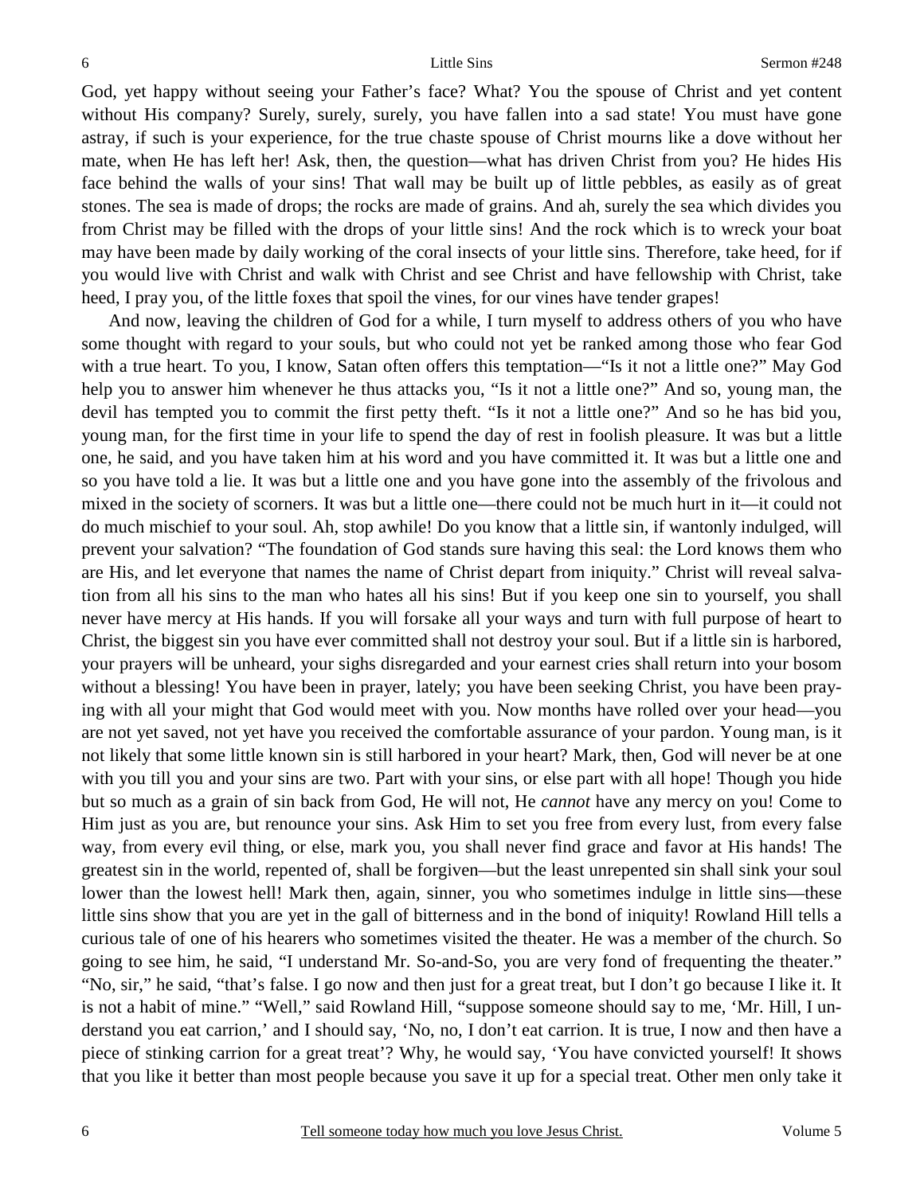God, yet happy without seeing your Father's face? What? You the spouse of Christ and yet content without His company? Surely, surely, surely, you have fallen into a sad state! You must have gone astray, if such is your experience, for the true chaste spouse of Christ mourns like a dove without her mate, when He has left her! Ask, then, the question—what has driven Christ from you? He hides His face behind the walls of your sins! That wall may be built up of little pebbles, as easily as of great stones. The sea is made of drops; the rocks are made of grains. And ah, surely the sea which divides you from Christ may be filled with the drops of your little sins! And the rock which is to wreck your boat may have been made by daily working of the coral insects of your little sins. Therefore, take heed, for if you would live with Christ and walk with Christ and see Christ and have fellowship with Christ, take heed, I pray you, of the little foxes that spoil the vines, for our vines have tender grapes!

And now, leaving the children of God for a while, I turn myself to address others of you who have some thought with regard to your souls, but who could not yet be ranked among those who fear God with a true heart. To you, I know, Satan often offers this temptation—"Is it not a little one?" May God help you to answer him whenever he thus attacks you, "Is it not a little one?" And so, young man, the devil has tempted you to commit the first petty theft. "Is it not a little one?" And so he has bid you, young man, for the first time in your life to spend the day of rest in foolish pleasure. It was but a little one, he said, and you have taken him at his word and you have committed it. It was but a little one and so you have told a lie. It was but a little one and you have gone into the assembly of the frivolous and mixed in the society of scorners. It was but a little one—there could not be much hurt in it—it could not do much mischief to your soul. Ah, stop awhile! Do you know that a little sin, if wantonly indulged, will prevent your salvation? "The foundation of God stands sure having this seal: the Lord knows them who are His, and let everyone that names the name of Christ depart from iniquity." Christ will reveal salvation from all his sins to the man who hates all his sins! But if you keep one sin to yourself, you shall never have mercy at His hands. If you will forsake all your ways and turn with full purpose of heart to Christ, the biggest sin you have ever committed shall not destroy your soul. But if a little sin is harbored, your prayers will be unheard, your sighs disregarded and your earnest cries shall return into your bosom without a blessing! You have been in prayer, lately; you have been seeking Christ, you have been praying with all your might that God would meet with you. Now months have rolled over your head—you are not yet saved, not yet have you received the comfortable assurance of your pardon. Young man, is it not likely that some little known sin is still harbored in your heart? Mark, then, God will never be at one with you till you and your sins are two. Part with your sins, or else part with all hope! Though you hide but so much as a grain of sin back from God, He will not, He *cannot* have any mercy on you! Come to Him just as you are, but renounce your sins. Ask Him to set you free from every lust, from every false way, from every evil thing, or else, mark you, you shall never find grace and favor at His hands! The greatest sin in the world, repented of, shall be forgiven—but the least unrepented sin shall sink your soul lower than the lowest hell! Mark then, again, sinner, you who sometimes indulge in little sins—these little sins show that you are yet in the gall of bitterness and in the bond of iniquity! Rowland Hill tells a curious tale of one of his hearers who sometimes visited the theater. He was a member of the church. So going to see him, he said, "I understand Mr. So-and-So, you are very fond of frequenting the theater." "No, sir," he said, "that's false. I go now and then just for a great treat, but I don't go because I like it. It is not a habit of mine." "Well," said Rowland Hill, "suppose someone should say to me, 'Mr. Hill, I understand you eat carrion,' and I should say, 'No, no, I don't eat carrion. It is true, I now and then have a piece of stinking carrion for a great treat'? Why, he would say, 'You have convicted yourself! It shows that you like it better than most people because you save it up for a special treat. Other men only take it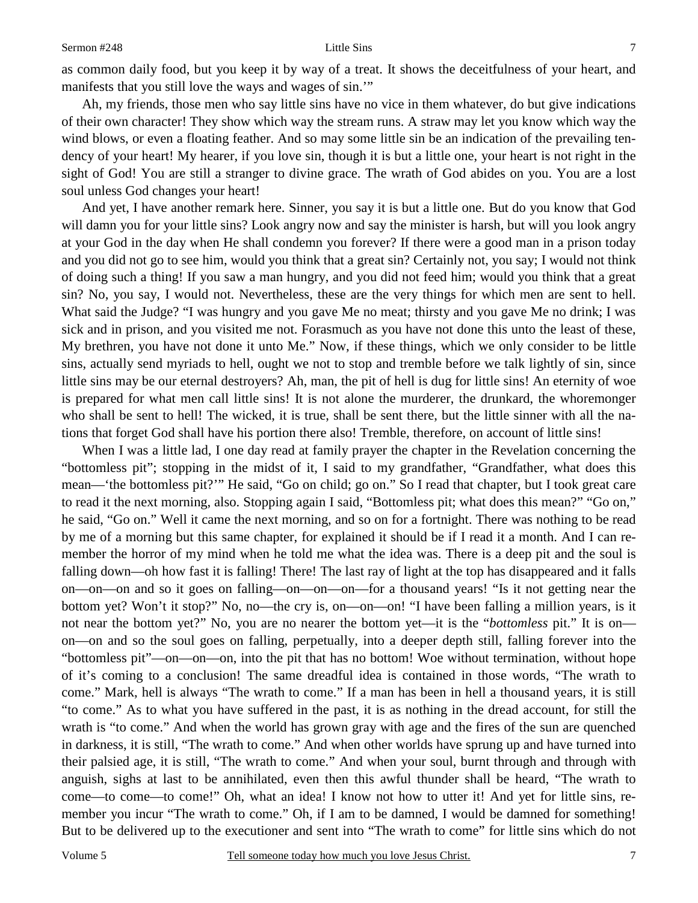as common daily food, but you keep it by way of a treat. It shows the deceitfulness of your heart, and manifests that you still love the ways and wages of sin.'"

Ah, my friends, those men who say little sins have no vice in them whatever, do but give indications of their own character! They show which way the stream runs. A straw may let you know which way the wind blows, or even a floating feather. And so may some little sin be an indication of the prevailing tendency of your heart! My hearer, if you love sin, though it is but a little one, your heart is not right in the sight of God! You are still a stranger to divine grace. The wrath of God abides on you. You are a lost soul unless God changes your heart!

And yet, I have another remark here. Sinner, you say it is but a little one. But do you know that God will damn you for your little sins? Look angry now and say the minister is harsh, but will you look angry at your God in the day when He shall condemn you forever? If there were a good man in a prison today and you did not go to see him, would you think that a great sin? Certainly not, you say; I would not think of doing such a thing! If you saw a man hungry, and you did not feed him; would you think that a great sin? No, you say, I would not. Nevertheless, these are the very things for which men are sent to hell. What said the Judge? "I was hungry and you gave Me no meat; thirsty and you gave Me no drink; I was sick and in prison, and you visited me not. Forasmuch as you have not done this unto the least of these, My brethren, you have not done it unto Me." Now, if these things, which we only consider to be little sins, actually send myriads to hell, ought we not to stop and tremble before we talk lightly of sin, since little sins may be our eternal destroyers? Ah, man, the pit of hell is dug for little sins! An eternity of woe is prepared for what men call little sins! It is not alone the murderer, the drunkard, the whoremonger who shall be sent to hell! The wicked, it is true, shall be sent there, but the little sinner with all the nations that forget God shall have his portion there also! Tremble, therefore, on account of little sins!

When I was a little lad, I one day read at family prayer the chapter in the Revelation concerning the "bottomless pit"; stopping in the midst of it, I said to my grandfather, "Grandfather, what does this mean—'the bottomless pit?'" He said, "Go on child; go on." So I read that chapter, but I took great care to read it the next morning, also. Stopping again I said, "Bottomless pit; what does this mean?" "Go on," he said, "Go on." Well it came the next morning, and so on for a fortnight. There was nothing to be read by me of a morning but this same chapter, for explained it should be if I read it a month. And I can remember the horror of my mind when he told me what the idea was. There is a deep pit and the soul is falling down—oh how fast it is falling! There! The last ray of light at the top has disappeared and it falls on—on—on and so it goes on falling—on—on—on—for a thousand years! "Is it not getting near the bottom yet? Won't it stop?" No, no—the cry is, on—on—on! "I have been falling a million years, is it not near the bottom yet?" No, you are no nearer the bottom yet—it is the "*bottomless* pit." It is on—on—on and so the soul goes on falling, perpetually, into a deeper depth still, falling forever into the "bottomless pit"—on—on—on, into the pit that has no bottom! Woe without termination, without hope of it's coming to a conclusion! The same dreadful idea is contained in those words, "The wrath to come." Mark, hell is always "The wrath to come." If a man has been in hell a thousand years, it is still "to come." As to what you have suffered in the past, it is as nothing in the dread account, for still the wrath is "to come." And when the world has grown gray with age and the fires of the sun are quenched in darkness, it is still, "The wrath to come." And when other worlds have sprung up and have turned into their palsied age, it is still, "The wrath to come." And when your soul, burnt through and through with anguish, sighs at last to be annihilated, even then this awful thunder shall be heard, "The wrath to come—to come—to come!" Oh, what an idea! I know not how to utter it! And yet for little sins, remember you incur "The wrath to come." Oh, if I am to be damned, I would be damned for something! But to be delivered up to the executioner and sent into "The wrath to come" for little sins which do not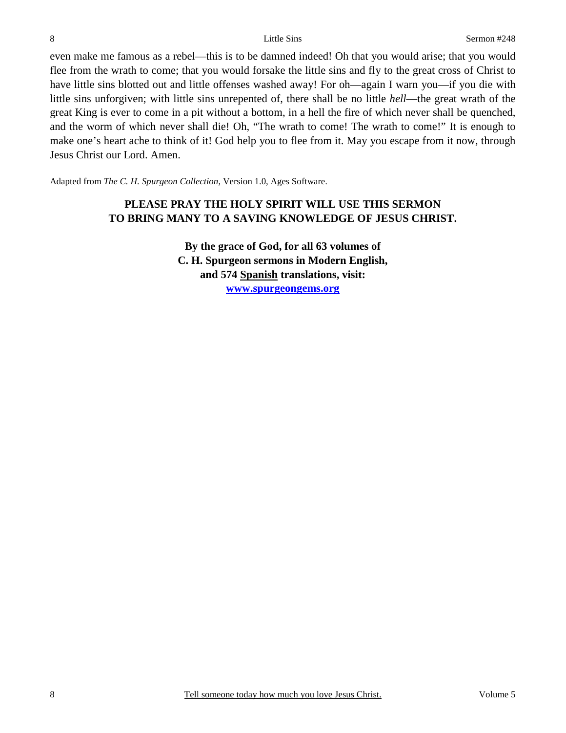even make me famous as a rebel—this is to be damned indeed! Oh that you would arise; that you would flee from the wrath to come; that you would forsake the little sins and fly to the great cross of Christ to have little sins blotted out and little offenses washed away! For oh—again I warn you—if you die with little sins unforgiven; with little sins unrepented of, there shall be no little *hell*—the great wrath of the great King is ever to come in a pit without a bottom, in a hell the fire of which never shall be quenched, and the worm of which never shall die! Oh, "The wrath to come! The wrath to come!" It is enough to make one's heart ache to think of it! God help you to flee from it. May you escape from it now, through Jesus Christ our Lord. Amen.

Adapted from *The C. H. Spurgeon Collection*, Version 1.0, Ages Software.

**PLEASE PRAY THE HOLY SPIRIT WILL USE THIS SERMON TO BRING MANY TO A SAVING KNOWLEDGE OF JESUS CHRIST.**

**By the grace of God, for all 63 volumes of C. H. Spurgeon sermons in Modern English, and 574 Spanish translations, visit: www.spurgeongems.org**